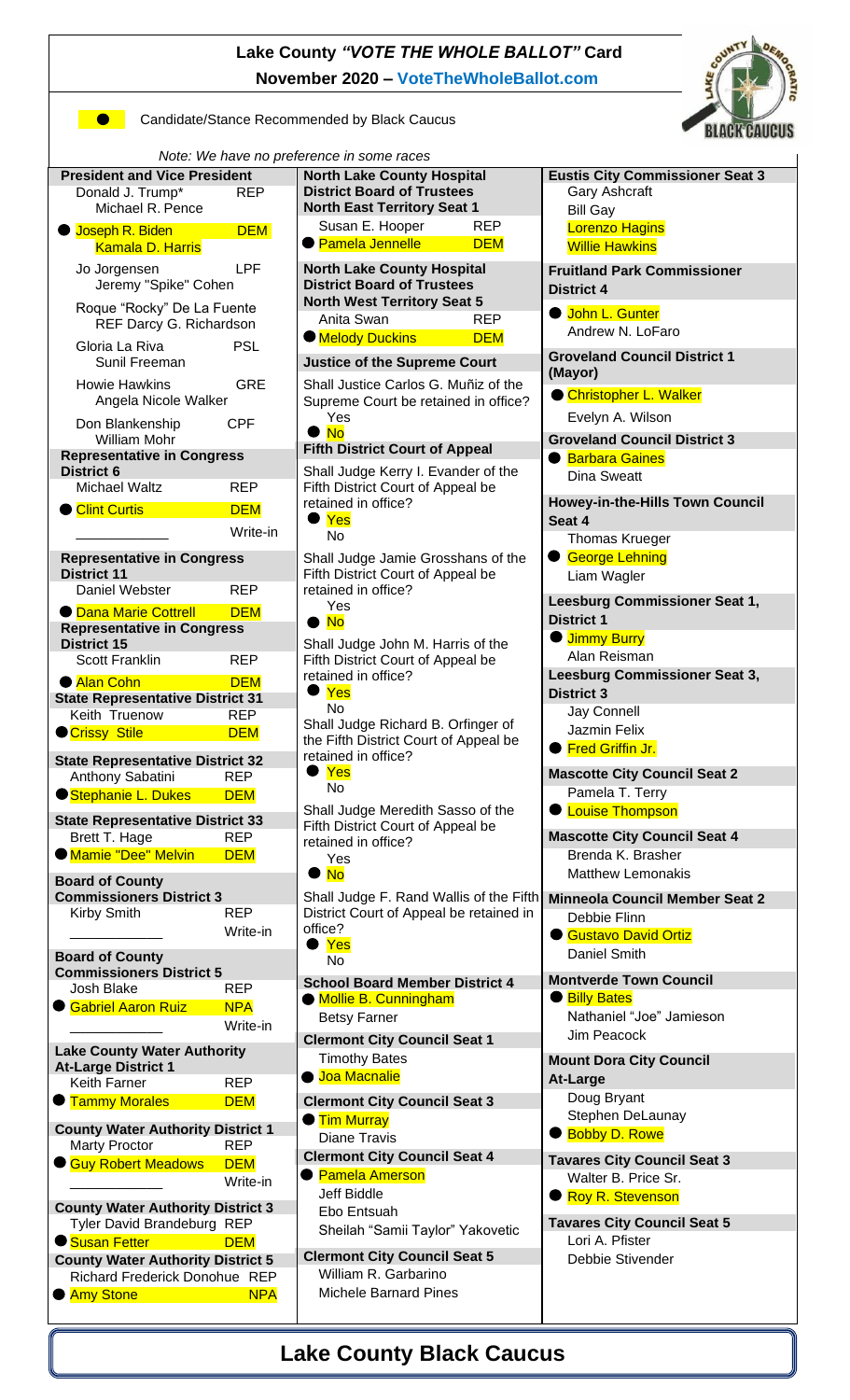# Lake County *"VOTE THE WHOLE BALLOT"* Card

**November 2020 – VoteTheWholeBallot.com**

● Candidate/Stance Recommended by Black Caucus

*Note: We have no preference in some races*

### President and Vice President
- Donald J. Trump* / Michael R. Pence — REP
- ● **Joseph R. Biden / Kamala D. Harris — DEM**
- Jo Jorgensen / Jeremy "Spike" Cohen — LPF
- Roque "Rocky" De La Fuente / Darcy G. Richardson — REF
- Gloria La Riva / Sunil Freeman — PSL
- Howie Hawkins / Angela Nicole Walker — GRE
- Don Blankenship / William Mohr — CPF

### Representative in Congress District 6
- Michael Waltz — REP
- ● **Clint Curtis — DEM**
- ____________ Write-in

### Representative in Congress District 11
- Daniel Webster — REP
- ● **Dana Marie Cottrell — DEM**

### Representative in Congress District 15
- Scott Franklin — REP
- ● **Alan Cohn — DEM**

### State Representative District 31
- Keith Truenow — REP
- ● **Crissy Stile — DEM**

### State Representative District 32
- Anthony Sabatini — REP
- ● **Stephanie L. Dukes — DEM**

### State Representative District 33
- Brett T. Hage — REP
- ● **Mamie "Dee" Melvin — DEM**

### Board of County Commissioners District 3
- Kirby Smith — REP
- ____________ Write-in

### Board of County Commissioners District 5
- Josh Blake — REP
- ● **Gabriel Aaron Ruiz — NPA**
- ____________ Write-in

### Lake County Water Authority At-Large District 1
- Keith Farner — REP
- ● **Tammy Morales — DEM**

### County Water Authority District 1
- Marty Proctor — REP
- ● **Guy Robert Meadows — DEM**
- ____________ Write-in

### County Water Authority District 3
- Tyler David Brandeburg — REP
- ● **Susan Fetter — DEM**

### County Water Authority District 5
- Richard Frederick Donohue — REP
- ● **Amy Stone — NPA**

### North Lake County Hospital District Board of Trustees North East Territory Seat 1
- Susan E. Hooper — REP
- ● **Pamela Jennelle — DEM**

### North Lake County Hospital District Board of Trustees North West Territory Seat 5
- Anita Swan — REP
- ● **Melody Duckins — DEM**

### Justice of the Supreme Court
Shall Justice Carlos G. Muñiz of the Supreme Court be retained in office?
- Yes
- ● **No**

### Fifth District Court of Appeal
Shall Judge Kerry I. Evander of the Fifth District Court of Appeal be retained in office?
- ● **Yes**
- No

Shall Judge Jamie Grosshans of the Fifth District Court of Appeal be retained in office?
- Yes
- ● **No**

Shall Judge John M. Harris of the Fifth District Court of Appeal be retained in office?
- ● **Yes**
- No

Shall Judge Richard B. Orfinger of the Fifth District Court of Appeal be retained in office?
- ● **Yes**
- No

Shall Judge Meredith Sasso of the Fifth District Court of Appeal be retained in office?
- Yes
- ● **No**

Shall Judge F. Rand Wallis of the Fifth District Court of Appeal be retained in office?
- ● **Yes**
- No

### School Board Member District 4
- ● **Mollie B. Cunningham**
- Betsy Farner

### Clermont City Council Seat 1
- Timothy Bates
- ● **Joa Macnalie**

### Clermont City Council Seat 3
- ● **Tim Murray**
- Diane Travis

### Clermont City Council Seat 4
- ● **Pamela Amerson**
- Jeff Biddle
- Ebo Entsuah
- Sheilah "Samii Taylor" Yakovetic

### Clermont City Council Seat 5
- William R. Garbarino
- Michele Barnard Pines

### Eustis City Commissioner Seat 3
- Gary Ashcraft
- Bill Gay
- **Lorenzo Hagins**
- **Willie Hawkins**

### Fruitland Park Commissioner District 4
- ● **John L. Gunter**
- Andrew N. LoFaro

### Groveland Council District 1 (Mayor)
- ● **Christopher L. Walker**
- Evelyn A. Wilson

### Groveland Council District 3
- ● **Barbara Gaines**
- Dina Sweatt

### Howey-in-the-Hills Town Council Seat 4
- Thomas Krueger
- ● **George Lehning**
- Liam Wagler

### Leesburg Commissioner Seat 1, District 1
- ● **Jimmy Burry**
- Alan Reisman

### Leesburg Commissioner Seat 3, District 3
- Jay Connell
- Jazmin Felix
- ● **Fred Griffin Jr.**

### Mascotte City Council Seat 2
- Pamela T. Terry
- ● **Louise Thompson**

### Mascotte City Council Seat 4
- Brenda K. Brasher
- Matthew Lemonakis

### Minneola Council Member Seat 2
- Debbie Flinn
- ● **Gustavo David Ortiz**
- Daniel Smith

### Montverde Town Council
- ● **Billy Bates**
- Nathaniel "Joe" Jamieson
- Jim Peacock

### Mount Dora City Council At-Large
- Doug Bryant
- Stephen DeLaunay
- ● **Bobby D. Rowe**

### Tavares City Council Seat 3
- Walter B. Price Sr.
- ● **Roy R. Stevenson**

### Tavares City Council Seat 5
- Lori A. Pfister
- Debbie Stivender

## Lake County Black Caucus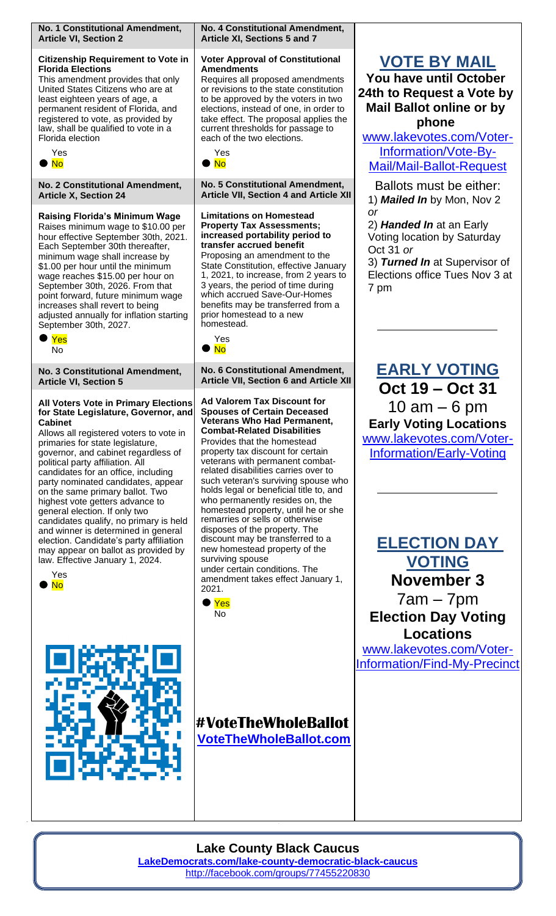### No. 1 Constitutional Amendment, Article VI, Section 2

**Citizenship Requirement to Vote in Florida Elections**

This amendment provides that only United States Citizens who are at least eighteen years of age, a permanent resident of Florida, and registered to vote, as provided by law, shall be qualified to vote in a Florida election

- Yes
- ● **No**

### No. 2 Constitutional Amendment, Article X, Section 24

**Raising Florida's Minimum Wage**

Raises minimum wage to $10.00 per hour effective September 30th, 2021. Each September 30th thereafter, minimum wage shall increase by $1.00 per hour until the minimum wage reaches $15.00 per hour on September 30th, 2026. From that point forward, future minimum wage increases shall revert to being adjusted annually for inflation starting September 30th, 2027.

- ● **Yes**
- No

### No. 3 Constitutional Amendment, Article VI, Section 5

**All Voters Vote in Primary Elections for State Legislature, Governor, and Cabinet**

Allows all registered voters to vote in primaries for state legislature, governor, and cabinet regardless of political party affiliation. All candidates for an office, including party nominated candidates, appear on the same primary ballot. Two highest vote getters advance to general election. If only two candidates qualify, no primary is held and winner is determined in general election. Candidate's party affiliation may appear on ballot as provided by law. Effective January 1, 2024.

- Yes
- ● **No**

### No. 4 Constitutional Amendment, Article XI, Sections 5 and 7

**Voter Approval of Constitutional Amendments**

Requires all proposed amendments or revisions to the state constitution to be approved by the voters in two elections, instead of one, in order to take effect. The proposal applies the current thresholds for passage to each of the two elections.

- Yes
- ● **No**

### No. 5 Constitutional Amendment, Article VII, Section 4 and Article XII

**Limitations on Homestead Property Tax Assessments; increased portability period to transfer accrued benefit**

Proposing an amendment to the State Constitution, effective January 1, 2021, to increase, from 2 years to 3 years, the period of time during which accrued Save-Our-Homes benefits may be transferred from a prior homestead to a new homestead.

- Yes
- ● **No**

### No. 6 Constitutional Amendment, Article VII, Section 6 and Article XII

**Ad Valorem Tax Discount for Spouses of Certain Deceased Veterans Who Had Permanent, Combat-Related Disabilities**

Provides that the homestead property tax discount for certain veterans with permanent combat-related disabilities carries over to such veteran's surviving spouse who holds legal or beneficial title to, and who permanently resides on, the homestead property, until he or she remarries or sells or otherwise disposes of the property. The discount may be transferred to a new homestead property of the surviving spouse under certain conditions. The amendment takes effect January 1, 2021.

- ● **Yes**
- No

**#VoteTheWholeBallot**
**VoteTheWholeBallot.com**

## VOTE BY MAIL

**You have until October 24th to Request a Vote by Mail Ballot online or by phone**

www.lakevotes.com/Voter-Information/Vote-By-Mail/Mail-Ballot-Request

Ballots must be either:

1) ***Mailed In*** by Mon, Nov 2 *or*
2) ***Handed In*** at an Early Voting location by Saturday Oct 31 *or*
3) ***Turned In*** at Supervisor of Elections office Tues Nov 3 at 7 pm

## EARLY VOTING

**Oct 19 – Oct 31**

10 am – 6 pm

**Early Voting Locations**

www.lakevotes.com/Voter-Information/Early-Voting

## ELECTION DAY VOTING

**November 3**

7am – 7pm

**Election Day Voting Locations**

www.lakevotes.com/Voter-Information/Find-My-Precinct

**Lake County Black Caucus**
**LakeDemocrats.com/lake-county-democratic-black-caucus**
http://facebook.com/groups/77455220830